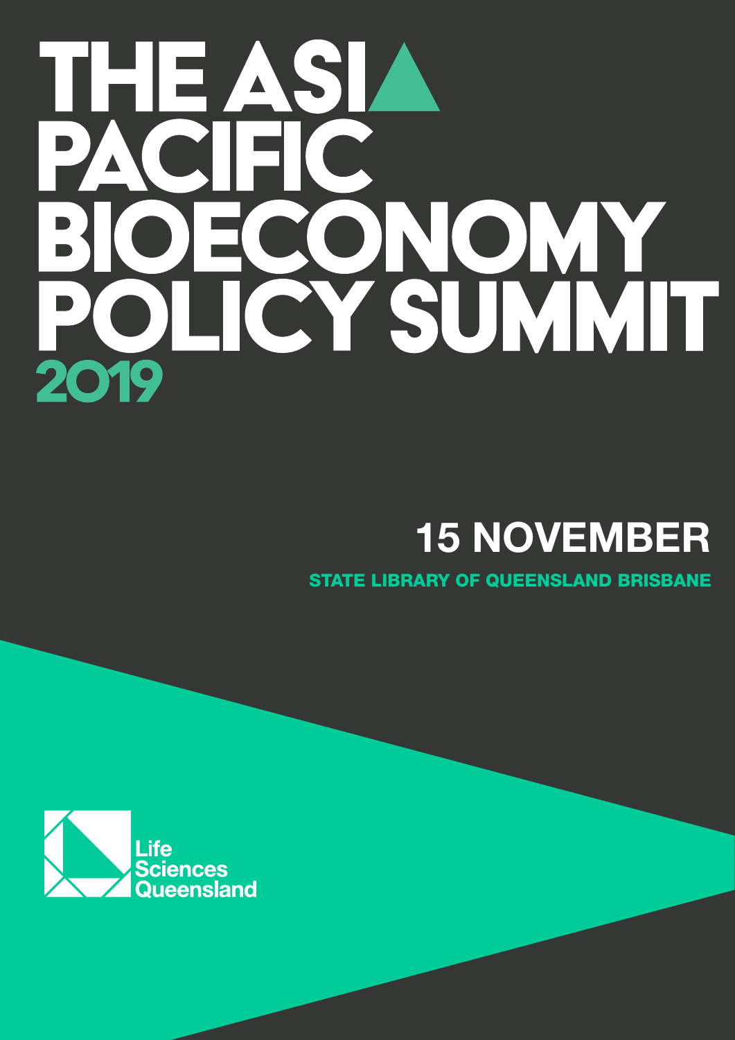# THE ASIA PACIFIC BIOECONOMY POLICY SUMMIT 2019

## 15 NOVEMBER

**STATE LIBRARY OF QUEENSLAND BRISBANE**

Life Sciences Queensland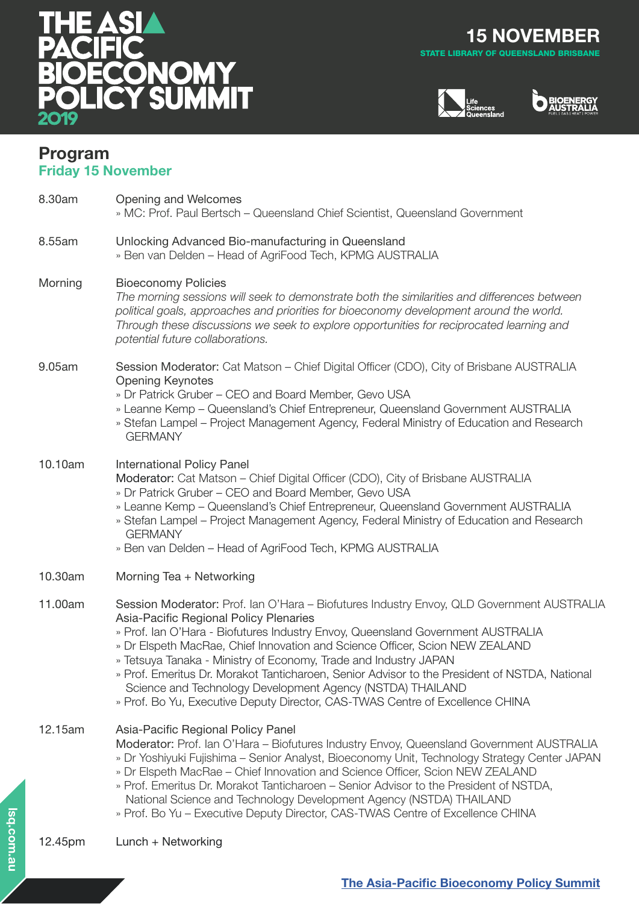# THE ASIA PACIFIC BIOECONOMY POLICY SUMMIT 2019

**15 NOVEMBER**
STATE LIBRARY OF QUEENSLAND BRISBANE

## Program

### Friday 15 November

**8.30am** — Opening and Welcomes
» MC: Prof. Paul Bertsch – Queensland Chief Scientist, Queensland Government

**8.55am** — Unlocking Advanced Bio-manufacturing in Queensland
» Ben van Delden – Head of AgriFood Tech, KPMG AUSTRALIA

**Morning** — Bioeconomy Policies
*The morning sessions will seek to demonstrate both the similarities and differences between political goals, approaches and priorities for bioeconomy development around the world. Through these discussions we seek to explore opportunities for reciprocated learning and potential future collaborations.*

**9.05am** — Session Moderator: Cat Matson – Chief Digital Officer (CDO), City of Brisbane AUSTRALIA
Opening Keynotes
» Dr Patrick Gruber – CEO and Board Member, Gevo USA
» Leanne Kemp – Queensland's Chief Entrepreneur, Queensland Government AUSTRALIA
» Stefan Lampel – Project Management Agency, Federal Ministry of Education and Research GERMANY

**10.10am** — International Policy Panel
Moderator: Cat Matson – Chief Digital Officer (CDO), City of Brisbane AUSTRALIA
» Dr Patrick Gruber – CEO and Board Member, Gevo USA
» Leanne Kemp – Queensland's Chief Entrepreneur, Queensland Government AUSTRALIA
» Stefan Lampel – Project Management Agency, Federal Ministry of Education and Research GERMANY
» Ben van Delden – Head of AgriFood Tech, KPMG AUSTRALIA

**10.30am** — Morning Tea + Networking

**11.00am** — Session Moderator: Prof. Ian O'Hara – Biofutures Industry Envoy, QLD Government AUSTRALIA
Asia-Pacific Regional Policy Plenaries
» Prof. Ian O'Hara - Biofutures Industry Envoy, Queensland Government AUSTRALIA
» Dr Elspeth MacRae, Chief Innovation and Science Officer, Scion NEW ZEALAND
» Tetsuya Tanaka - Ministry of Economy, Trade and Industry JAPAN
» Prof. Emeritus Dr. Morakot Tanticharoen, Senior Advisor to the President of NSTDA, National Science and Technology Development Agency (NSTDA) THAILAND
» Prof. Bo Yu, Executive Deputy Director, CAS-TWAS Centre of Excellence CHINA

**12.15am** — Asia-Pacific Regional Policy Panel
Moderator: Prof. Ian O'Hara – Biofutures Industry Envoy, Queensland Government AUSTRALIA
» Dr Yoshiyuki Fujishima – Senior Analyst, Bioeconomy Unit, Technology Strategy Center JAPAN
» Dr Elspeth MacRae – Chief Innovation and Science Officer, Scion NEW ZEALAND
» Prof. Emeritus Dr. Morakot Tanticharoen – Senior Advisor to the President of NSTDA, National Science and Technology Development Agency (NSTDA) THAILAND
» Prof. Bo Yu – Executive Deputy Director, CAS-TWAS Centre of Excellence CHINA

**12.45pm** — Lunch + Networking

lsq.com.au

The Asia-Pacific Bioeconomy Policy Summit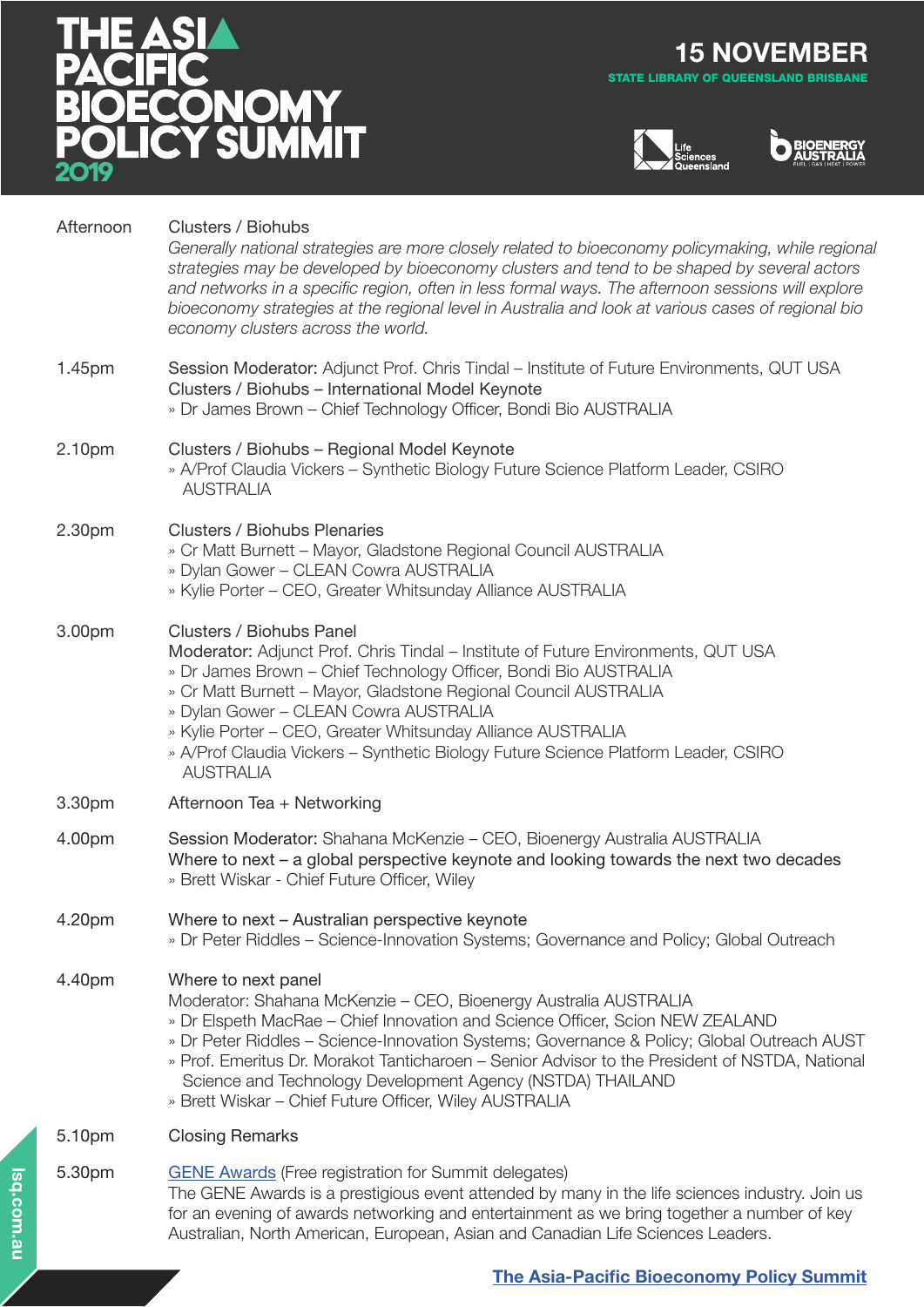# THE ASIA PACIFIC BIOECONOMY POLICY SUMMIT 2019

**15 NOVEMBER**

**STATE LIBRARY OF QUEENSLAND BRISBANE**

| Time | Session |
|---|---|
| Afternoon | Clusters / Biohubs<br>*Generally national strategies are more closely related to bioeconomy policymaking, while regional strategies may be developed by bioeconomy clusters and tend to be shaped by several actors and networks in a specific region, often in less formal ways. The afternoon sessions will explore bioeconomy strategies at the regional level in Australia and look at various cases of regional bio economy clusters across the world.* |
| 1.45pm | Session Moderator: Adjunct Prof. Chris Tindal – Institute of Future Environments, QUT USA<br>Clusters / Biohubs – International Model Keynote<br>» Dr James Brown – Chief Technology Officer, Bondi Bio AUSTRALIA |
| 2.10pm | Clusters / Biohubs – Regional Model Keynote<br>» A/Prof Claudia Vickers – Synthetic Biology Future Science Platform Leader, CSIRO AUSTRALIA |
| 2.30pm | Clusters / Biohubs Plenaries<br>» Cr Matt Burnett – Mayor, Gladstone Regional Council AUSTRALIA<br>» Dylan Gower – CLEAN Cowra AUSTRALIA<br>» Kylie Porter – CEO, Greater Whitsunday Alliance AUSTRALIA |
| 3.00pm | Clusters / Biohubs Panel<br>Moderator: Adjunct Prof. Chris Tindal – Institute of Future Environments, QUT USA<br>» Dr James Brown – Chief Technology Officer, Bondi Bio AUSTRALIA<br>» Cr Matt Burnett – Mayor, Gladstone Regional Council AUSTRALIA<br>» Dylan Gower – CLEAN Cowra AUSTRALIA<br>» Kylie Porter – CEO, Greater Whitsunday Alliance AUSTRALIA<br>» A/Prof Claudia Vickers – Synthetic Biology Future Science Platform Leader, CSIRO AUSTRALIA |
| 3.30pm | Afternoon Tea + Networking |
| 4.00pm | Session Moderator: Shahana McKenzie – CEO, Bioenergy Australia AUSTRALIA<br>Where to next – a global perspective keynote and looking towards the next two decades<br>» Brett Wiskar - Chief Future Officer, Wiley |
| 4.20pm | Where to next – Australian perspective keynote<br>» Dr Peter Riddles – Science-Innovation Systems; Governance and Policy; Global Outreach |
| 4.40pm | Where to next panel<br>Moderator: Shahana McKenzie – CEO, Bioenergy Australia AUSTRALIA<br>» Dr Elspeth MacRae – Chief Innovation and Science Officer, Scion NEW ZEALAND<br>» Dr Peter Riddles – Science-Innovation Systems; Governance & Policy; Global Outreach AUST<br>» Prof. Emeritus Dr. Morakot Tanticharoen – Senior Advisor to the President of NSTDA, National Science and Technology Development Agency (NSTDA) THAILAND<br>» Brett Wiskar – Chief Future Officer, Wiley AUSTRALIA |
| 5.10pm | Closing Remarks |
| 5.30pm | GENE Awards (Free registration for Summit delegates)<br>The GENE Awards is a prestigious event attended by many in the life sciences industry. Join us for an evening of awards networking and entertainment as we bring together a number of key Australian, North American, European, Asian and Canadian Life Sciences Leaders. |

**The Asia-Pacific Bioeconomy Policy Summit**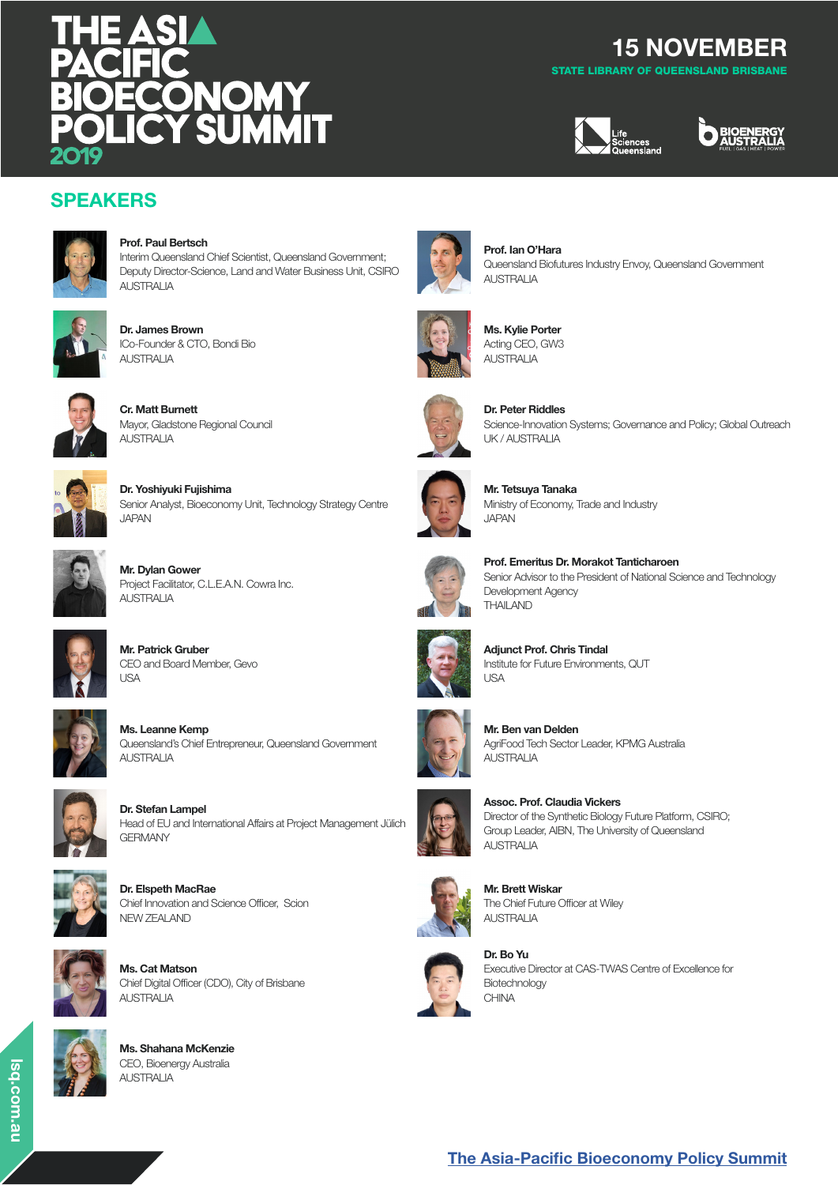# THE ASIA PACIFIC BIOECONOMY POLICY SUMMIT 2019

**15 NOVEMBER**

**STATE LIBRARY OF QUEENSLAND BRISBANE**

Life Sciences Queensland

BIOENERGY AUSTRALIA

FUEL | GAS | HEAT | POWER

## SPEAKERS

**Prof. Paul Bertsch**
Interim Queensland Chief Scientist, Queensland Government;
Deputy Director-Science, Land and Water Business Unit, CSIRO
AUSTRALIA

**Dr. James Brown**
lCo-Founder & CTO, Bondi Bio
AUSTRALIA

**Cr. Matt Burnett**
Mayor, Gladstone Regional Council
AUSTRALIA

**Dr. Yoshiyuki Fujishima**
Senior Analyst, Bioeconomy Unit, Technology Strategy Centre
JAPAN

**Mr. Dylan Gower**
Project Facilitator, C.L.E.A.N. Cowra Inc.
AUSTRALIA

**Mr. Patrick Gruber**
CEO and Board Member, Gevo
USA

**Ms. Leanne Kemp**
Queensland's Chief Entrepreneur, Queensland Government
AUSTRALIA

**Dr. Stefan Lampel**
Head of EU and International Affairs at Project Management Jülich
GERMANY

**Dr. Elspeth MacRae**
Chief Innovation and Science Officer, Scion
NEW ZEALAND

**Ms. Cat Matson**
Chief Digital Officer (CDO), City of Brisbane
AUSTRALIA

**Ms. Shahana McKenzie**
CEO, Bioenergy Australia
AUSTRALIA

**Prof. Ian O'Hara**
Queensland Biofutures Industry Envoy, Queensland Government
AUSTRALIA

**Ms. Kylie Porter**
Acting CEO, GW3
AUSTRALIA

**Dr. Peter Riddles**
Science-Innovation Systems; Governance and Policy; Global Outreach
UK / AUSTRALIA

**Mr. Tetsuya Tanaka**
Ministry of Economy, Trade and Industry
JAPAN

**Prof. Emeritus Dr. Morakot Tanticharoen**
Senior Advisor to the President of National Science and Technology Development Agency
THAILAND

**Adjunct Prof. Chris Tindal**
Institute for Future Environments, QUT
USA

**Mr. Ben van Delden**
AgriFood Tech Sector Leader, KPMG Australia
AUSTRALIA

**Assoc. Prof. Claudia Vickers**
Director of the Synthetic Biology Future Platform, CSIRO;
Group Leader, AIBN, The University of Queensland
AUSTRALIA

**Mr. Brett Wiskar**
The Chief Future Officer at Wiley
AUSTRALIA

**Dr. Bo Yu**
Executive Director at CAS-TWAS Centre of Excellence for Biotechnology
CHINA

lsq.com.au

The Asia-Pacific Bioeconomy Policy Summit